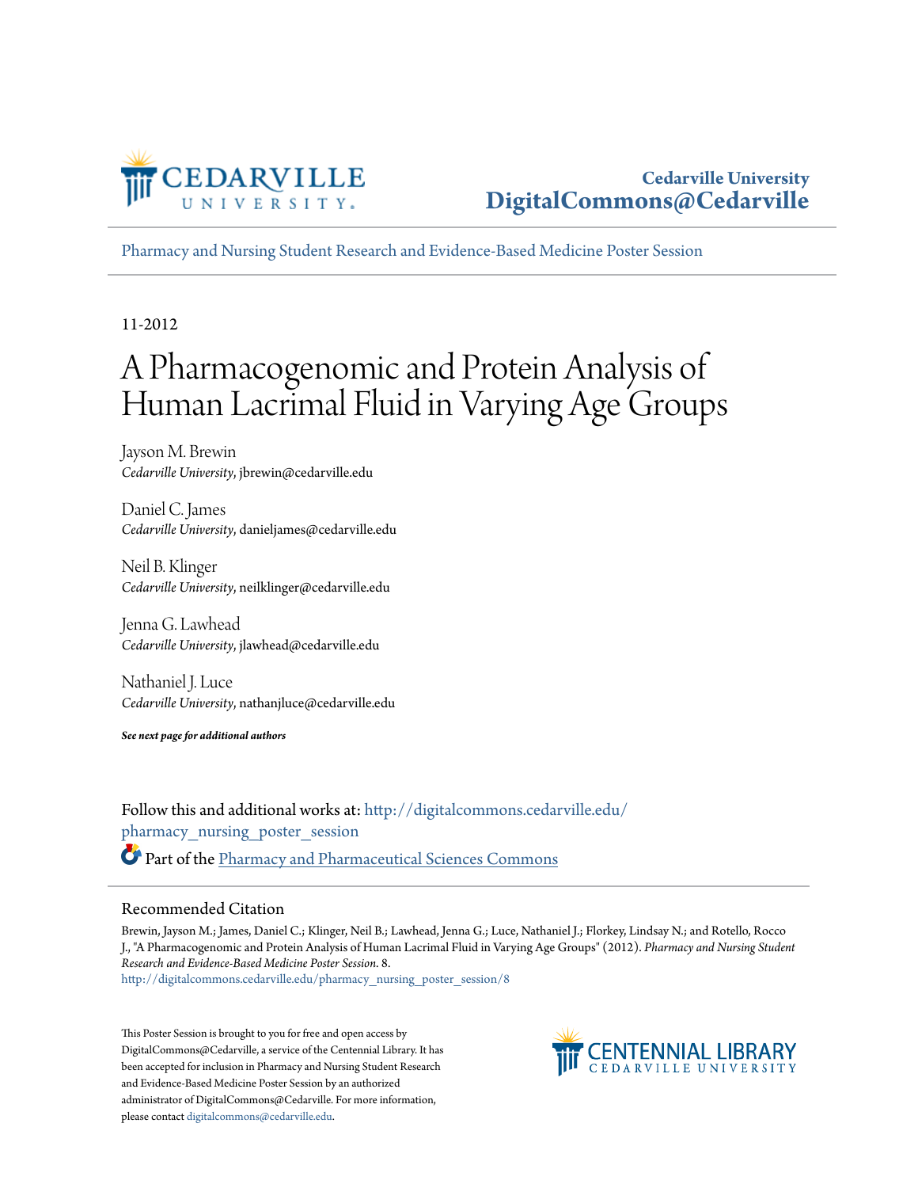Cedarville University
DigitalCommons@Cedarville

Pharmacy and Nursing Student Research and Evidence-Based Medicine Poster Session

11-2012

# A Pharmacogenomic and Protein Analysis of Human Lacrimal Fluid in Varying Age Groups

Jayson M. Brewin
*Cedarville University*, jbrewin@cedarville.edu

Daniel C. James
*Cedarville University*, danieljames@cedarville.edu

Neil B. Klinger
*Cedarville University*, neilklinger@cedarville.edu

Jenna G. Lawhead
*Cedarville University*, jlawhead@cedarville.edu

Nathaniel J. Luce
*Cedarville University*, nathanjluce@cedarville.edu

***See next page for additional authors***

Follow this and additional works at: http://digitalcommons.cedarville.edu/pharmacy_nursing_poster_session

Part of the Pharmacy and Pharmaceutical Sciences Commons

## Recommended Citation

Brewin, Jayson M.; James, Daniel C.; Klinger, Neil B.; Lawhead, Jenna G.; Luce, Nathaniel J.; Florkey, Lindsay N.; and Rotello, Rocco J., "A Pharmacogenomic and Protein Analysis of Human Lacrimal Fluid in Varying Age Groups" (2012). *Pharmacy and Nursing Student Research and Evidence-Based Medicine Poster Session*. 8.
http://digitalcommons.cedarville.edu/pharmacy_nursing_poster_session/8

This Poster Session is brought to you for free and open access by DigitalCommons@Cedarville, a service of the Centennial Library. It has been accepted for inclusion in Pharmacy and Nursing Student Research and Evidence-Based Medicine Poster Session by an authorized administrator of DigitalCommons@Cedarville. For more information, please contact digitalcommons@cedarville.edu.

CENTENNIAL LIBRARY
CEDARVILLE UNIVERSITY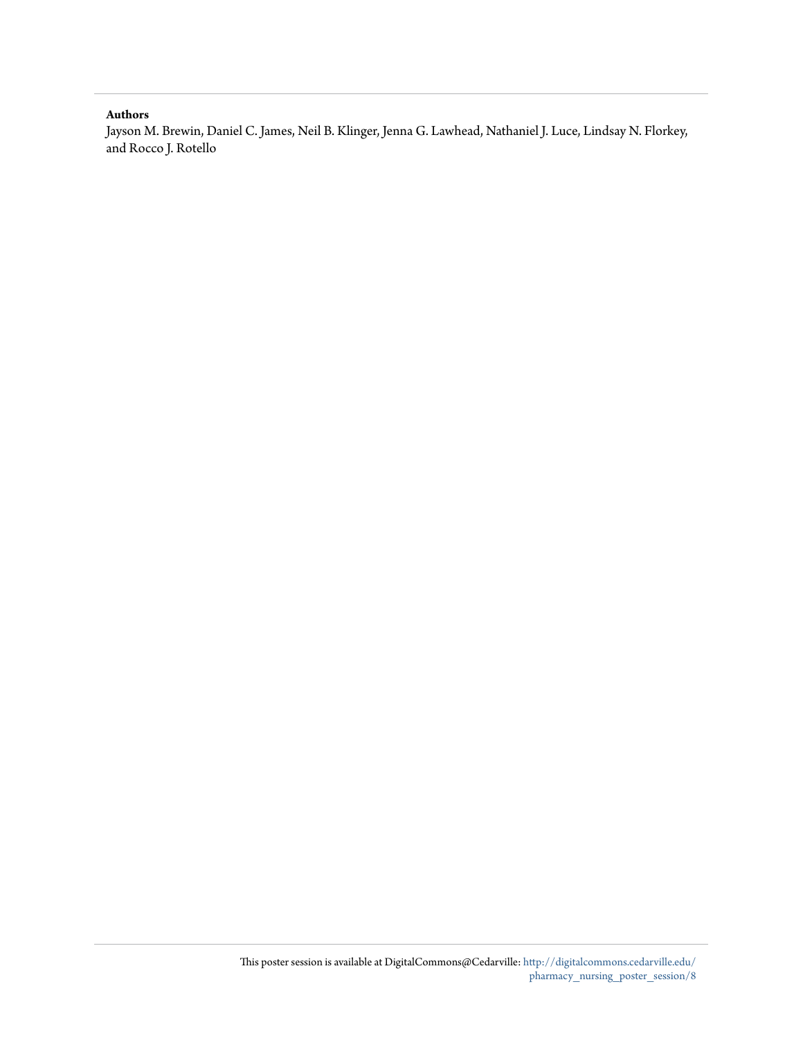**Authors**

Jayson M. Brewin, Daniel C. James, Neil B. Klinger, Jenna G. Lawhead, Nathaniel J. Luce, Lindsay N. Florkey, and Rocco J. Rotello

This poster session is available at DigitalCommons@Cedarville: http://digitalcommons.cedarville.edu/pharmacy_nursing_poster_session/8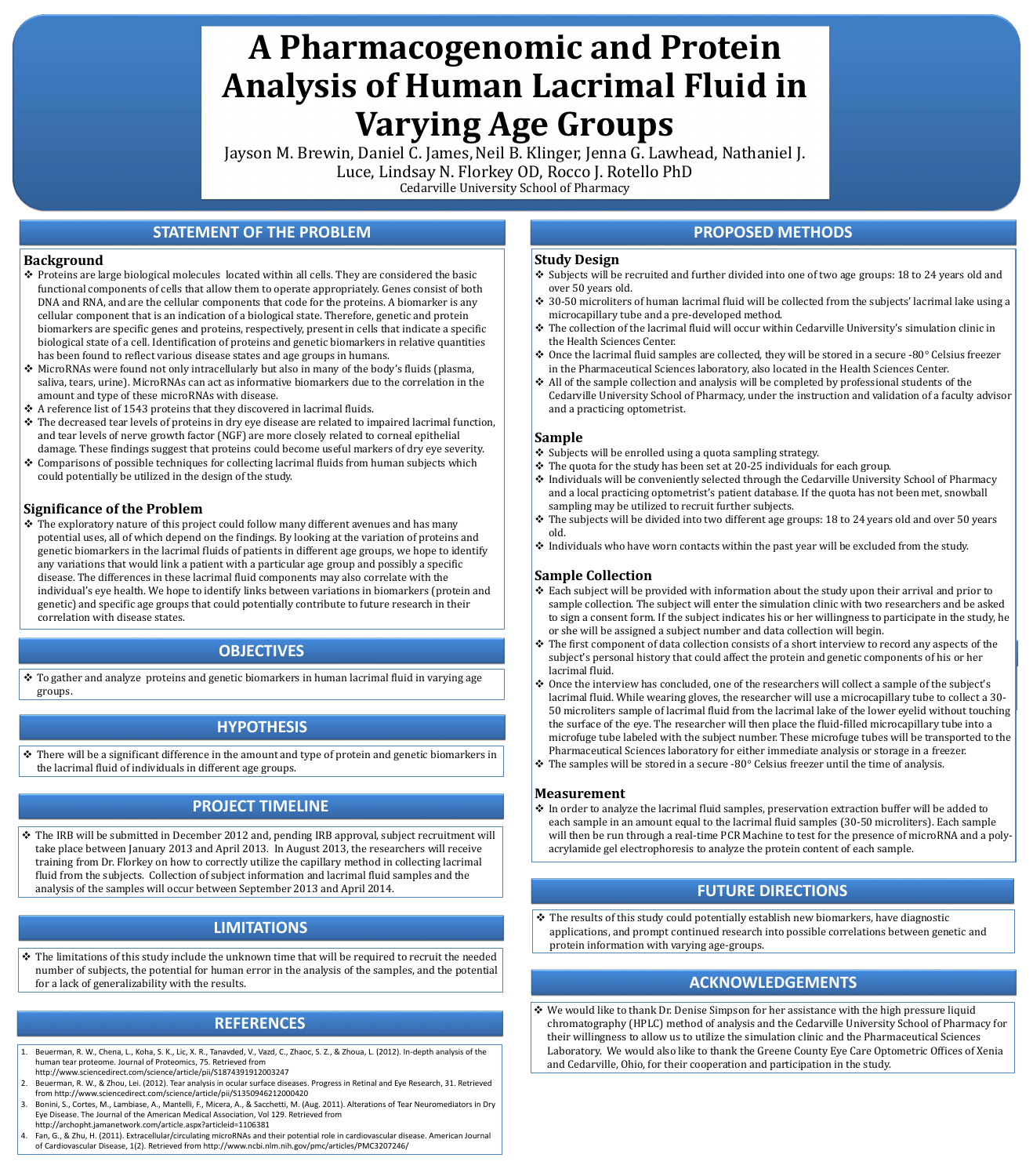# A Pharmacogenomic and Protein Analysis of Human Lacrimal Fluid in Varying Age Groups

Jayson M. Brewin, Daniel C. James, Neil B. Klinger, Jenna G. Lawhead, Nathaniel J. Luce, Lindsay N. Florkey OD, Rocco J. Rotello PhD

Cedarville University School of Pharmacy

## STATEMENT OF THE PROBLEM

### Background

- Proteins are large biological molecules located within all cells. They are considered the basic functional components of cells that allow them to operate appropriately. Genes consist of both DNA and RNA, and are the cellular components that code for the proteins. A biomarker is any cellular component that is an indication of a biological state. Therefore, genetic and protein biomarkers are specific genes and proteins, respectively, present in cells that indicate a specific biological state of a cell. Identification of proteins and genetic biomarkers in relative quantities has been found to reflect various disease states and age groups in humans.
- MicroRNAs were found not only intracellularly but also in many of the body's fluids (plasma, saliva, tears, urine). MicroRNAs can act as informative biomarkers due to the correlation in the amount and type of these microRNAs with disease.
- A reference list of 1543 proteins that they discovered in lacrimal fluids.
- The decreased tear levels of proteins in dry eye disease are related to impaired lacrimal function, and tear levels of nerve growth factor (NGF) are more closely related to corneal epithelial damage. These findings suggest that proteins could become useful markers of dry eye severity.
- Comparisons of possible techniques for collecting lacrimal fluids from human subjects which could potentially be utilized in the design of the study.

### Significance of the Problem

- The exploratory nature of this project could follow many different avenues and has many potential uses, all of which depend on the findings. By looking at the variation of proteins and genetic biomarkers in the lacrimal fluids of patients in different age groups, we hope to identify any variations that would link a patient with a particular age group and possibly a specific disease. The differences in these lacrimal fluid components may also correlate with the individual's eye health. We hope to identify links between variations in biomarkers (protein and genetic) and specific age groups that could potentially contribute to future research in their correlation with disease states.

## OBJECTIVES

- To gather and analyze proteins and genetic biomarkers in human lacrimal fluid in varying age groups.

## HYPOTHESIS

- There will be a significant difference in the amount and type of protein and genetic biomarkers in the lacrimal fluid of individuals in different age groups.

## PROJECT TIMELINE

- The IRB will be submitted in December 2012 and, pending IRB approval, subject recruitment will take place between January 2013 and April 2013. In August 2013, the researchers will receive training from Dr. Florkey on how to correctly utilize the capillary method in collecting lacrimal fluid from the subjects. Collection of subject information and lacrimal fluid samples and the analysis of the samples will occur between September 2013 and April 2014.

## LIMITATIONS

- The limitations of this study include the unknown time that will be required to recruit the needed number of subjects, the potential for human error in the analysis of the samples, and the potential for a lack of generalizability with the results.

## REFERENCES

1. Beuerman, R. W., Chena, L., Koha, S. K., Lic, X. R., Tanavded, V., Vazd, C., Zhaoc, S. Z., & Zhoua, L. (2012). In-depth analysis of the human tear proteome. Journal of Proteomics, 75. Retrieved from http://www.sciencedirect.com/science/article/pii/S1874391912003247
2. Beuerman, R. W., & Zhou, Lei. (2012). Tear analysis in ocular surface diseases. Progress in Retinal and Eye Research, 31. Retrieved from http://www.sciencedirect.com/science/article/pii/S1350946212000420
3. Bonini, S., Cortes, M., Lambiase, A., Mantelli, F., Micera, A., & Sacchetti, M. (Aug. 2011). Alterations of Tear Neuromediators in Dry Eye Disease. The Journal of the American Medical Association, Vol 129. Retrieved from http://archopht.jamanetwork.com/article.aspx?articleid=1106381
4. Fan, G., & Zhu, H. (2011). Extracellular/circulating microRNAs and their potential role in cardiovascular disease. American Journal of Cardiovascular Disease, 1(2). Retrieved from http://www.ncbi.nlm.nih.gov/pmc/articles/PMC3207246/

## PROPOSED METHODS

### Study Design

- Subjects will be recruited and further divided into one of two age groups: 18 to 24 years old and over 50 years old.
- 30-50 microliters of human lacrimal fluid will be collected from the subjects' lacrimal lake using a microcapillary tube and a pre-developed method.
- The collection of the lacrimal fluid will occur within Cedarville University's simulation clinic in the Health Sciences Center.
- Once the lacrimal fluid samples are collected, they will be stored in a secure -80° Celsius freezer in the Pharmaceutical Sciences laboratory, also located in the Health Sciences Center.
- All of the sample collection and analysis will be completed by professional students of the Cedarville University School of Pharmacy, under the instruction and validation of a faculty advisor and a practicing optometrist.

### Sample

- Subjects will be enrolled using a quota sampling strategy.
- The quota for the study has been set at 20-25 individuals for each group.
- Individuals will be conveniently selected through the Cedarville University School of Pharmacy and a local practicing optometrist's patient database. If the quota has not been met, snowball sampling may be utilized to recruit further subjects.
- The subjects will be divided into two different age groups: 18 to 24 years old and over 50 years old.
- Individuals who have worn contacts within the past year will be excluded from the study.

### Sample Collection

- Each subject will be provided with information about the study upon their arrival and prior to sample collection. The subject will enter the simulation clinic with two researchers and be asked to sign a consent form. If the subject indicates his or her willingness to participate in the study, he or she will be assigned a subject number and data collection will begin.
- The first component of data collection consists of a short interview to record any aspects of the subject's personal history that could affect the protein and genetic components of his or her lacrimal fluid.
- Once the interview has concluded, one of the researchers will collect a sample of the subject's lacrimal fluid. While wearing gloves, the researcher will use a microcapillary tube to collect a 30-50 microliters sample of lacrimal fluid from the lacrimal lake of the lower eyelid without touching the surface of the eye. The researcher will then place the fluid-filled microcapillary tube into a microfuge tube labeled with the subject number. These microfuge tubes will be transported to the Pharmaceutical Sciences laboratory for either immediate analysis or storage in a freezer.
- The samples will be stored in a secure -80° Celsius freezer until the time of analysis.

### Measurement

- In order to analyze the lacrimal fluid samples, preservation extraction buffer will be added to each sample in an amount equal to the lacrimal fluid samples (30-50 microliters). Each sample will then be run through a real-time PCR Machine to test for the presence of microRNA and a poly-acrylamide gel electrophoresis to analyze the protein content of each sample.

## FUTURE DIRECTIONS

- The results of this study could potentially establish new biomarkers, have diagnostic applications, and prompt continued research into possible correlations between genetic and protein information with varying age-groups.

## ACKNOWLEDGEMENTS

- We would like to thank Dr. Denise Simpson for her assistance with the high pressure liquid chromatography (HPLC) method of analysis and the Cedarville University School of Pharmacy for their willingness to allow us to utilize the simulation clinic and the Pharmaceutical Sciences Laboratory. We would also like to thank the Greene County Eye Care Optometric Offices of Xenia and Cedarville, Ohio, for their cooperation and participation in the study.